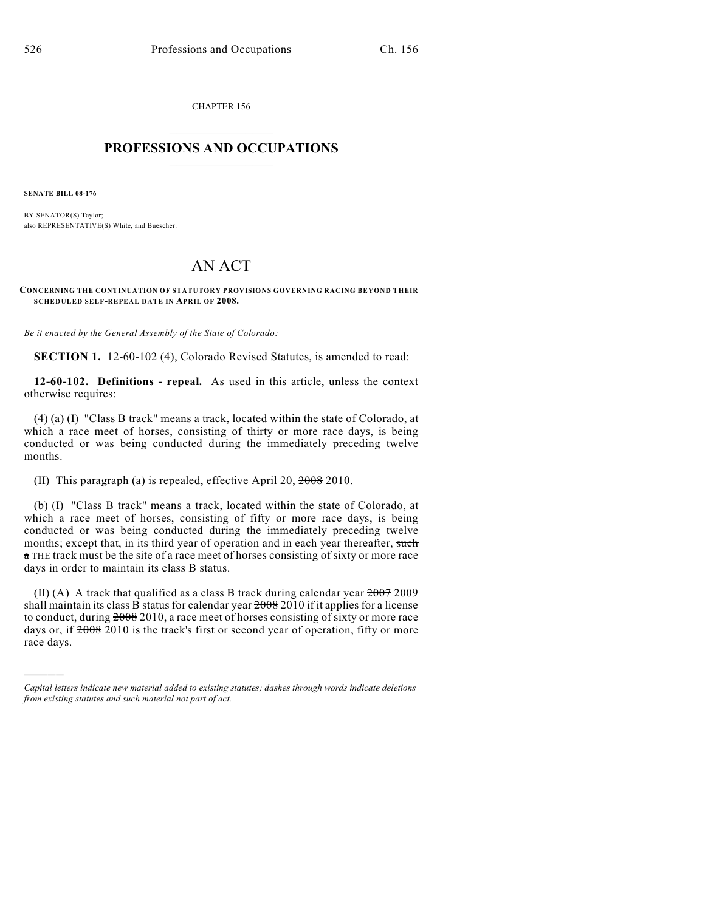CHAPTER 156

# PROFESSIONS AND OCCUPATIONS

**SENATE BILL 08-176**

BY SENATOR(S) Taylor;
also REPRESENTATIVE(S) White, and Buescher.

# AN ACT

**CONCERNING THE CONTINUATION OF STATUTORY PROVISIONS GOVERNING RACING BEYOND THEIR SCHEDULED SELF-REPEAL DATE IN APRIL OF 2008.**

*Be it enacted by the General Assembly of the State of Colorado:*

**SECTION 1.** 12-60-102 (4), Colorado Revised Statutes, is amended to read:

**12-60-102. Definitions - repeal.** As used in this article, unless the context otherwise requires:

(4) (a) (I) "Class B track" means a track, located within the state of Colorado, at which a race meet of horses, consisting of thirty or more race days, is being conducted or was being conducted during the immediately preceding twelve months.

(II) This paragraph (a) is repealed, effective April 20, ~~2008~~ 2010.

(b) (I) "Class B track" means a track, located within the state of Colorado, at which a race meet of horses, consisting of fifty or more race days, is being conducted or was being conducted during the immediately preceding twelve months; except that, in its third year of operation and in each year thereafter, ~~such a~~ THE track must be the site of a race meet of horses consisting of sixty or more race days in order to maintain its class B status.

(II) (A) A track that qualified as a class B track during calendar year ~~2007~~ 2009 shall maintain its class B status for calendar year ~~2008~~ 2010 if it applies for a license to conduct, during ~~2008~~ 2010, a race meet of horses consisting of sixty or more race days or, if ~~2008~~ 2010 is the track's first or second year of operation, fifty or more race days.

---

*Capital letters indicate new material added to existing statutes; dashes through words indicate deletions from existing statutes and such material not part of act.*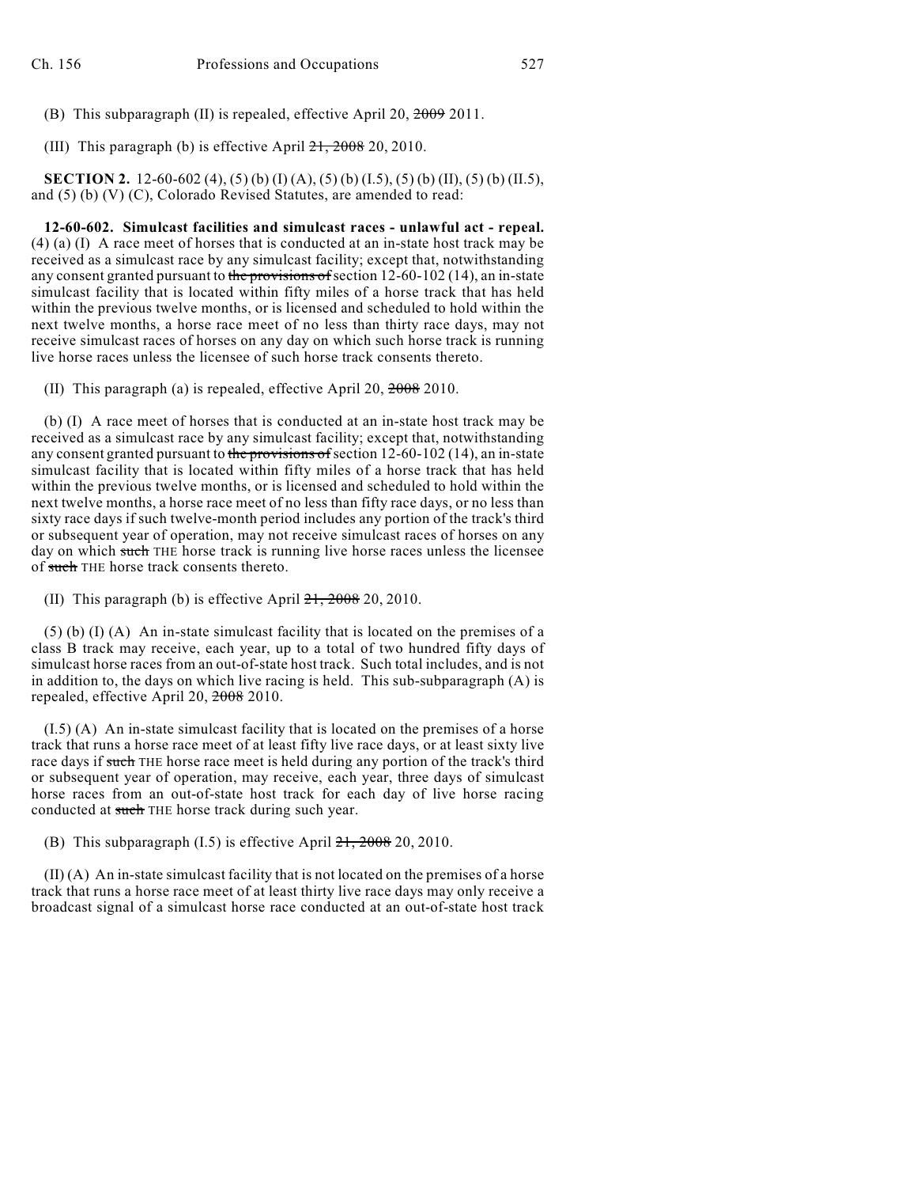(B) This subparagraph (II) is repealed, effective April 20, ~~2009~~ 2011.

(III) This paragraph (b) is effective April ~~21, 2008~~ 20, 2010.

**SECTION 2.** 12-60-602 (4), (5) (b) (I) (A), (5) (b) (I.5), (5) (b) (II), (5) (b) (II.5), and (5) (b) (V) (C), Colorado Revised Statutes, are amended to read:

**12-60-602. Simulcast facilities and simulcast races - unlawful act - repeal.** (4) (a) (I) A race meet of horses that is conducted at an in-state host track may be received as a simulcast race by any simulcast facility; except that, notwithstanding any consent granted pursuant to ~~the provisions of~~ section 12-60-102 (14), an in-state simulcast facility that is located within fifty miles of a horse track that has held within the previous twelve months, or is licensed and scheduled to hold within the next twelve months, a horse race meet of no less than thirty race days, may not receive simulcast races of horses on any day on which such horse track is running live horse races unless the licensee of such horse track consents thereto.

(II) This paragraph (a) is repealed, effective April 20, ~~2008~~ 2010.

(b) (I) A race meet of horses that is conducted at an in-state host track may be received as a simulcast race by any simulcast facility; except that, notwithstanding any consent granted pursuant to ~~the provisions of~~ section 12-60-102 (14), an in-state simulcast facility that is located within fifty miles of a horse track that has held within the previous twelve months, or is licensed and scheduled to hold within the next twelve months, a horse race meet of no less than fifty race days, or no less than sixty race days if such twelve-month period includes any portion of the track's third or subsequent year of operation, may not receive simulcast races of horses on any day on which ~~such~~ THE horse track is running live horse races unless the licensee of ~~such~~ THE horse track consents thereto.

(II) This paragraph (b) is effective April ~~21, 2008~~ 20, 2010.

(5) (b) (I) (A) An in-state simulcast facility that is located on the premises of a class B track may receive, each year, up to a total of two hundred fifty days of simulcast horse races from an out-of-state host track. Such total includes, and is not in addition to, the days on which live racing is held. This sub-subparagraph (A) is repealed, effective April 20, ~~2008~~ 2010.

(I.5) (A) An in-state simulcast facility that is located on the premises of a horse track that runs a horse race meet of at least fifty live race days, or at least sixty live race days if ~~such~~ THE horse race meet is held during any portion of the track's third or subsequent year of operation, may receive, each year, three days of simulcast horse races from an out-of-state host track for each day of live horse racing conducted at ~~such~~ THE horse track during such year.

(B) This subparagraph (I.5) is effective April ~~21, 2008~~ 20, 2010.

(II) (A) An in-state simulcast facility that is not located on the premises of a horse track that runs a horse race meet of at least thirty live race days may only receive a broadcast signal of a simulcast horse race conducted at an out-of-state host track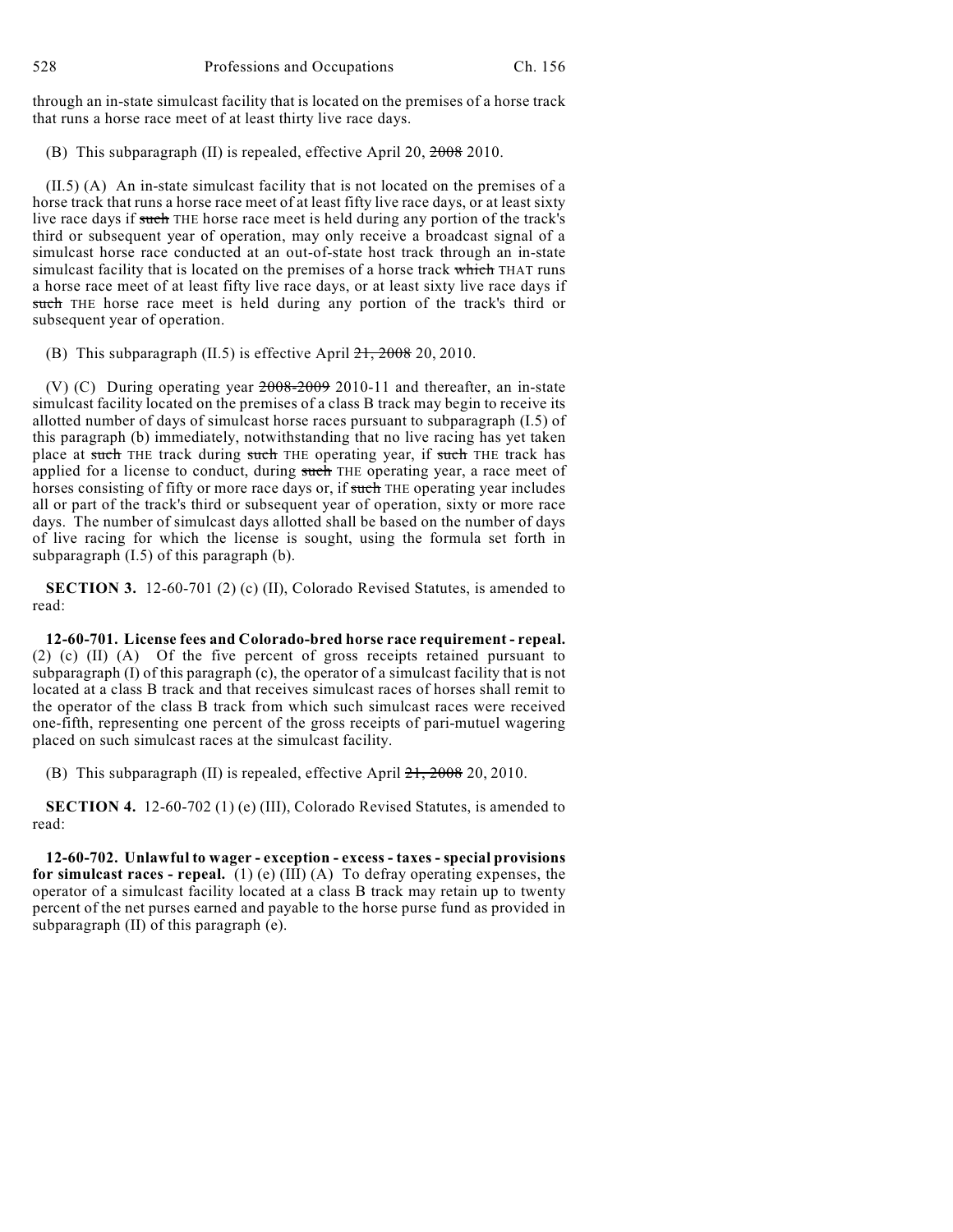through an in-state simulcast facility that is located on the premises of a horse track that runs a horse race meet of at least thirty live race days.

(B) This subparagraph (II) is repealed, effective April 20, ~~2008~~ 2010.

(II.5) (A) An in-state simulcast facility that is not located on the premises of a horse track that runs a horse race meet of at least fifty live race days, or at least sixty live race days if ~~such~~ THE horse race meet is held during any portion of the track's third or subsequent year of operation, may only receive a broadcast signal of a simulcast horse race conducted at an out-of-state host track through an in-state simulcast facility that is located on the premises of a horse track ~~which~~ THAT runs a horse race meet of at least fifty live race days, or at least sixty live race days if ~~such~~ THE horse race meet is held during any portion of the track's third or subsequent year of operation.

(B) This subparagraph (II.5) is effective April ~~21, 2008~~ 20, 2010.

(V) (C) During operating year ~~2008-2009~~ 2010-11 and thereafter, an in-state simulcast facility located on the premises of a class B track may begin to receive its allotted number of days of simulcast horse races pursuant to subparagraph (I.5) of this paragraph (b) immediately, notwithstanding that no live racing has yet taken place at ~~such~~ THE track during ~~such~~ THE operating year, if ~~such~~ THE track has applied for a license to conduct, during ~~such~~ THE operating year, a race meet of horses consisting of fifty or more race days or, if ~~such~~ THE operating year includes all or part of the track's third or subsequent year of operation, sixty or more race days. The number of simulcast days allotted shall be based on the number of days of live racing for which the license is sought, using the formula set forth in subparagraph (I.5) of this paragraph (b).

**SECTION 3.** 12-60-701 (2) (c) (II), Colorado Revised Statutes, is amended to read:

**12-60-701. License fees and Colorado-bred horse race requirement - repeal.** (2) (c) (II) (A) Of the five percent of gross receipts retained pursuant to subparagraph (I) of this paragraph (c), the operator of a simulcast facility that is not located at a class B track and that receives simulcast races of horses shall remit to the operator of the class B track from which such simulcast races were received one-fifth, representing one percent of the gross receipts of pari-mutuel wagering placed on such simulcast races at the simulcast facility.

(B) This subparagraph (II) is repealed, effective April ~~21, 2008~~ 20, 2010.

**SECTION 4.** 12-60-702 (1) (e) (III), Colorado Revised Statutes, is amended to read:

**12-60-702. Unlawful to wager - exception - excess - taxes - special provisions for simulcast races - repeal.** (1) (e) (III) (A) To defray operating expenses, the operator of a simulcast facility located at a class B track may retain up to twenty percent of the net purses earned and payable to the horse purse fund as provided in subparagraph (II) of this paragraph (e).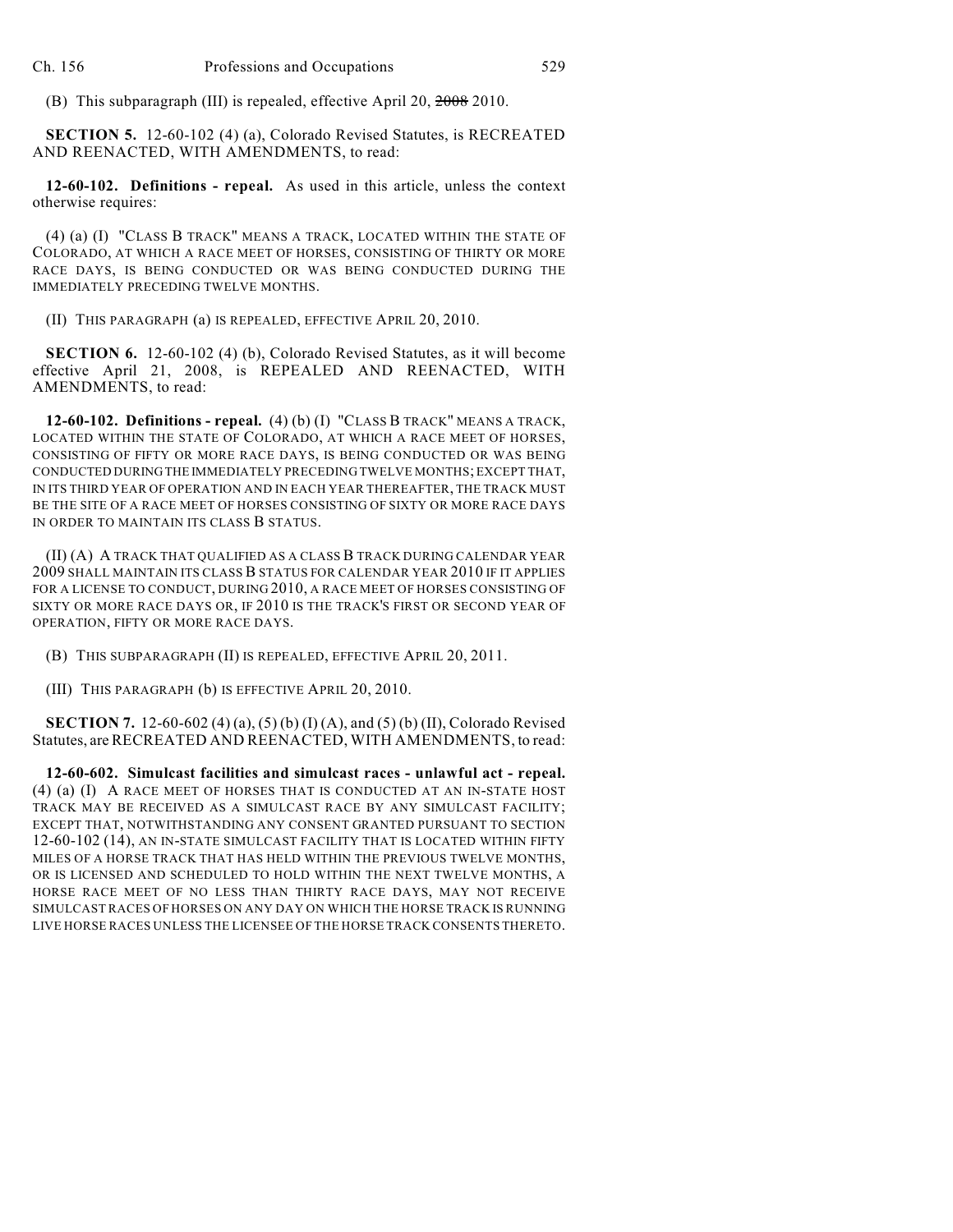(B) This subparagraph (III) is repealed, effective April 20, ~~2008~~ 2010.

**SECTION 5.** 12-60-102 (4) (a), Colorado Revised Statutes, is RECREATED AND REENACTED, WITH AMENDMENTS, to read:

**12-60-102. Definitions - repeal.** As used in this article, unless the context otherwise requires:

(4) (a) (I) "CLASS B TRACK" MEANS A TRACK, LOCATED WITHIN THE STATE OF COLORADO, AT WHICH A RACE MEET OF HORSES, CONSISTING OF THIRTY OR MORE RACE DAYS, IS BEING CONDUCTED OR WAS BEING CONDUCTED DURING THE IMMEDIATELY PRECEDING TWELVE MONTHS.

(II) THIS PARAGRAPH (a) IS REPEALED, EFFECTIVE APRIL 20, 2010.

**SECTION 6.** 12-60-102 (4) (b), Colorado Revised Statutes, as it will become effective April 21, 2008, is REPEALED AND REENACTED, WITH AMENDMENTS, to read:

**12-60-102. Definitions - repeal.** (4) (b) (I) "CLASS B TRACK" MEANS A TRACK, LOCATED WITHIN THE STATE OF COLORADO, AT WHICH A RACE MEET OF HORSES, CONSISTING OF FIFTY OR MORE RACE DAYS, IS BEING CONDUCTED OR WAS BEING CONDUCTED DURING THE IMMEDIATELY PRECEDING TWELVE MONTHS; EXCEPT THAT, IN ITS THIRD YEAR OF OPERATION AND IN EACH YEAR THEREAFTER, THE TRACK MUST BE THE SITE OF A RACE MEET OF HORSES CONSISTING OF SIXTY OR MORE RACE DAYS IN ORDER TO MAINTAIN ITS CLASS B STATUS.

(II) (A) A TRACK THAT QUALIFIED AS A CLASS B TRACK DURING CALENDAR YEAR 2009 SHALL MAINTAIN ITS CLASS B STATUS FOR CALENDAR YEAR 2010 IF IT APPLIES FOR A LICENSE TO CONDUCT, DURING 2010, A RACE MEET OF HORSES CONSISTING OF SIXTY OR MORE RACE DAYS OR, IF 2010 IS THE TRACK'S FIRST OR SECOND YEAR OF OPERATION, FIFTY OR MORE RACE DAYS.

(B) THIS SUBPARAGRAPH (II) IS REPEALED, EFFECTIVE APRIL 20, 2011.

(III) THIS PARAGRAPH (b) IS EFFECTIVE APRIL 20, 2010.

**SECTION 7.** 12-60-602 (4) (a), (5) (b) (I) (A), and (5) (b) (II), Colorado Revised Statutes, are RECREATED AND REENACTED, WITH AMENDMENTS, to read:

**12-60-602. Simulcast facilities and simulcast races - unlawful act - repeal.** (4) (a) (I) A RACE MEET OF HORSES THAT IS CONDUCTED AT AN IN-STATE HOST TRACK MAY BE RECEIVED AS A SIMULCAST RACE BY ANY SIMULCAST FACILITY; EXCEPT THAT, NOTWITHSTANDING ANY CONSENT GRANTED PURSUANT TO SECTION 12-60-102 (14), AN IN-STATE SIMULCAST FACILITY THAT IS LOCATED WITHIN FIFTY MILES OF A HORSE TRACK THAT HAS HELD WITHIN THE PREVIOUS TWELVE MONTHS, OR IS LICENSED AND SCHEDULED TO HOLD WITHIN THE NEXT TWELVE MONTHS, A HORSE RACE MEET OF NO LESS THAN THIRTY RACE DAYS, MAY NOT RECEIVE SIMULCAST RACES OF HORSES ON ANY DAY ON WHICH THE HORSE TRACK IS RUNNING LIVE HORSE RACES UNLESS THE LICENSEE OF THE HORSE TRACK CONSENTS THERETO.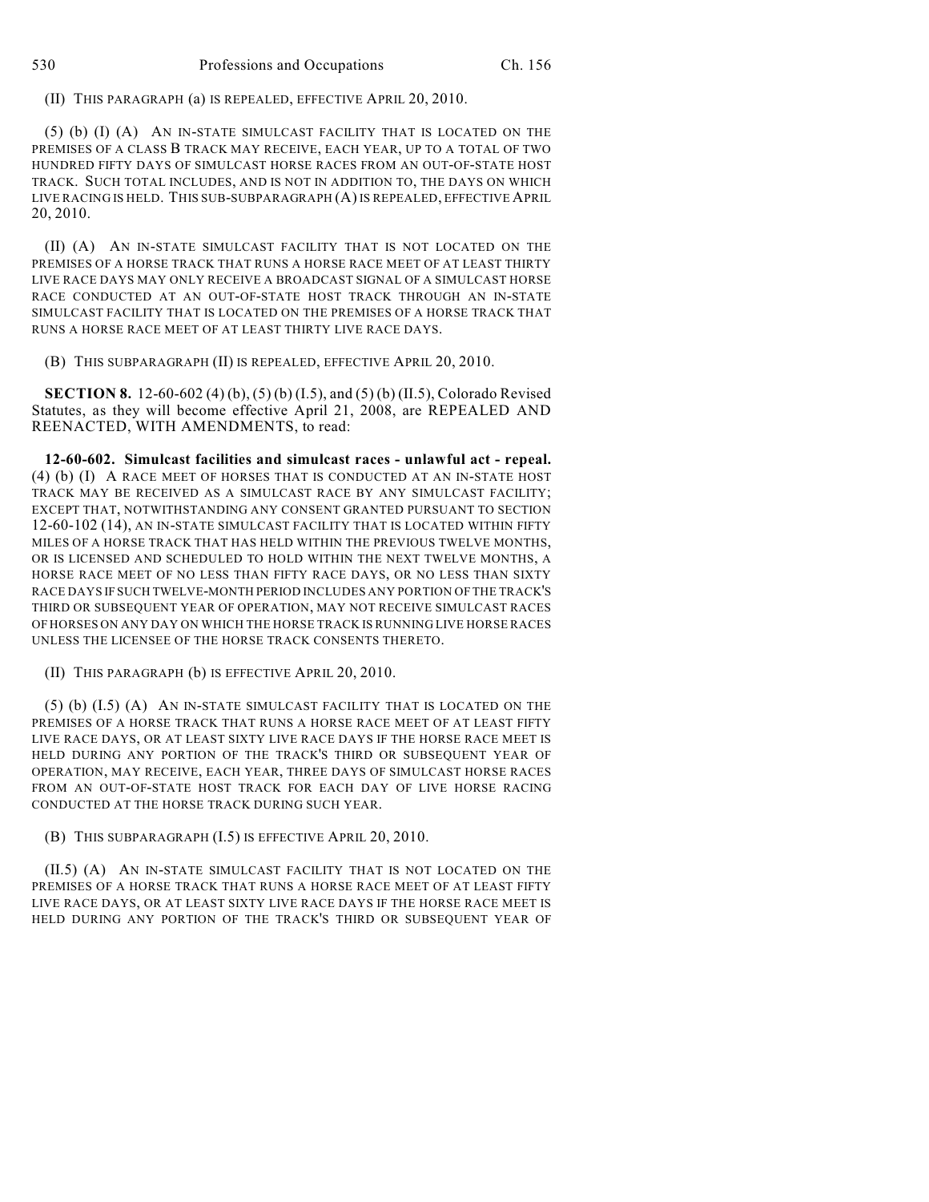(II) THIS PARAGRAPH (a) IS REPEALED, EFFECTIVE APRIL 20, 2010.

(5) (b) (I) (A) AN IN-STATE SIMULCAST FACILITY THAT IS LOCATED ON THE PREMISES OF A CLASS B TRACK MAY RECEIVE, EACH YEAR, UP TO A TOTAL OF TWO HUNDRED FIFTY DAYS OF SIMULCAST HORSE RACES FROM AN OUT-OF-STATE HOST TRACK. SUCH TOTAL INCLUDES, AND IS NOT IN ADDITION TO, THE DAYS ON WHICH LIVE RACING IS HELD. THIS SUB-SUBPARAGRAPH (A) IS REPEALED, EFFECTIVE APRIL 20, 2010.

(II) (A) AN IN-STATE SIMULCAST FACILITY THAT IS NOT LOCATED ON THE PREMISES OF A HORSE TRACK THAT RUNS A HORSE RACE MEET OF AT LEAST THIRTY LIVE RACE DAYS MAY ONLY RECEIVE A BROADCAST SIGNAL OF A SIMULCAST HORSE RACE CONDUCTED AT AN OUT-OF-STATE HOST TRACK THROUGH AN IN-STATE SIMULCAST FACILITY THAT IS LOCATED ON THE PREMISES OF A HORSE TRACK THAT RUNS A HORSE RACE MEET OF AT LEAST THIRTY LIVE RACE DAYS.

(B) THIS SUBPARAGRAPH (II) IS REPEALED, EFFECTIVE APRIL 20, 2010.

**SECTION 8.** 12-60-602 (4) (b), (5) (b) (I.5), and (5) (b) (II.5), Colorado Revised Statutes, as they will become effective April 21, 2008, are REPEALED AND REENACTED, WITH AMENDMENTS, to read:

**12-60-602. Simulcast facilities and simulcast races - unlawful act - repeal.** (4) (b) (I) A RACE MEET OF HORSES THAT IS CONDUCTED AT AN IN-STATE HOST TRACK MAY BE RECEIVED AS A SIMULCAST RACE BY ANY SIMULCAST FACILITY; EXCEPT THAT, NOTWITHSTANDING ANY CONSENT GRANTED PURSUANT TO SECTION 12-60-102 (14), AN IN-STATE SIMULCAST FACILITY THAT IS LOCATED WITHIN FIFTY MILES OF A HORSE TRACK THAT HAS HELD WITHIN THE PREVIOUS TWELVE MONTHS, OR IS LICENSED AND SCHEDULED TO HOLD WITHIN THE NEXT TWELVE MONTHS, A HORSE RACE MEET OF NO LESS THAN FIFTY RACE DAYS, OR NO LESS THAN SIXTY RACE DAYS IF SUCH TWELVE-MONTH PERIOD INCLUDES ANY PORTION OF THE TRACK'S THIRD OR SUBSEQUENT YEAR OF OPERATION, MAY NOT RECEIVE SIMULCAST RACES OF HORSES ON ANY DAY ON WHICH THE HORSE TRACK IS RUNNING LIVE HORSE RACES UNLESS THE LICENSEE OF THE HORSE TRACK CONSENTS THERETO.

(II) THIS PARAGRAPH (b) IS EFFECTIVE APRIL 20, 2010.

(5) (b) (I.5) (A) AN IN-STATE SIMULCAST FACILITY THAT IS LOCATED ON THE PREMISES OF A HORSE TRACK THAT RUNS A HORSE RACE MEET OF AT LEAST FIFTY LIVE RACE DAYS, OR AT LEAST SIXTY LIVE RACE DAYS IF THE HORSE RACE MEET IS HELD DURING ANY PORTION OF THE TRACK'S THIRD OR SUBSEQUENT YEAR OF OPERATION, MAY RECEIVE, EACH YEAR, THREE DAYS OF SIMULCAST HORSE RACES FROM AN OUT-OF-STATE HOST TRACK FOR EACH DAY OF LIVE HORSE RACING CONDUCTED AT THE HORSE TRACK DURING SUCH YEAR.

(B) THIS SUBPARAGRAPH (I.5) IS EFFECTIVE APRIL 20, 2010.

(II.5) (A) AN IN-STATE SIMULCAST FACILITY THAT IS NOT LOCATED ON THE PREMISES OF A HORSE TRACK THAT RUNS A HORSE RACE MEET OF AT LEAST FIFTY LIVE RACE DAYS, OR AT LEAST SIXTY LIVE RACE DAYS IF THE HORSE RACE MEET IS HELD DURING ANY PORTION OF THE TRACK'S THIRD OR SUBSEQUENT YEAR OF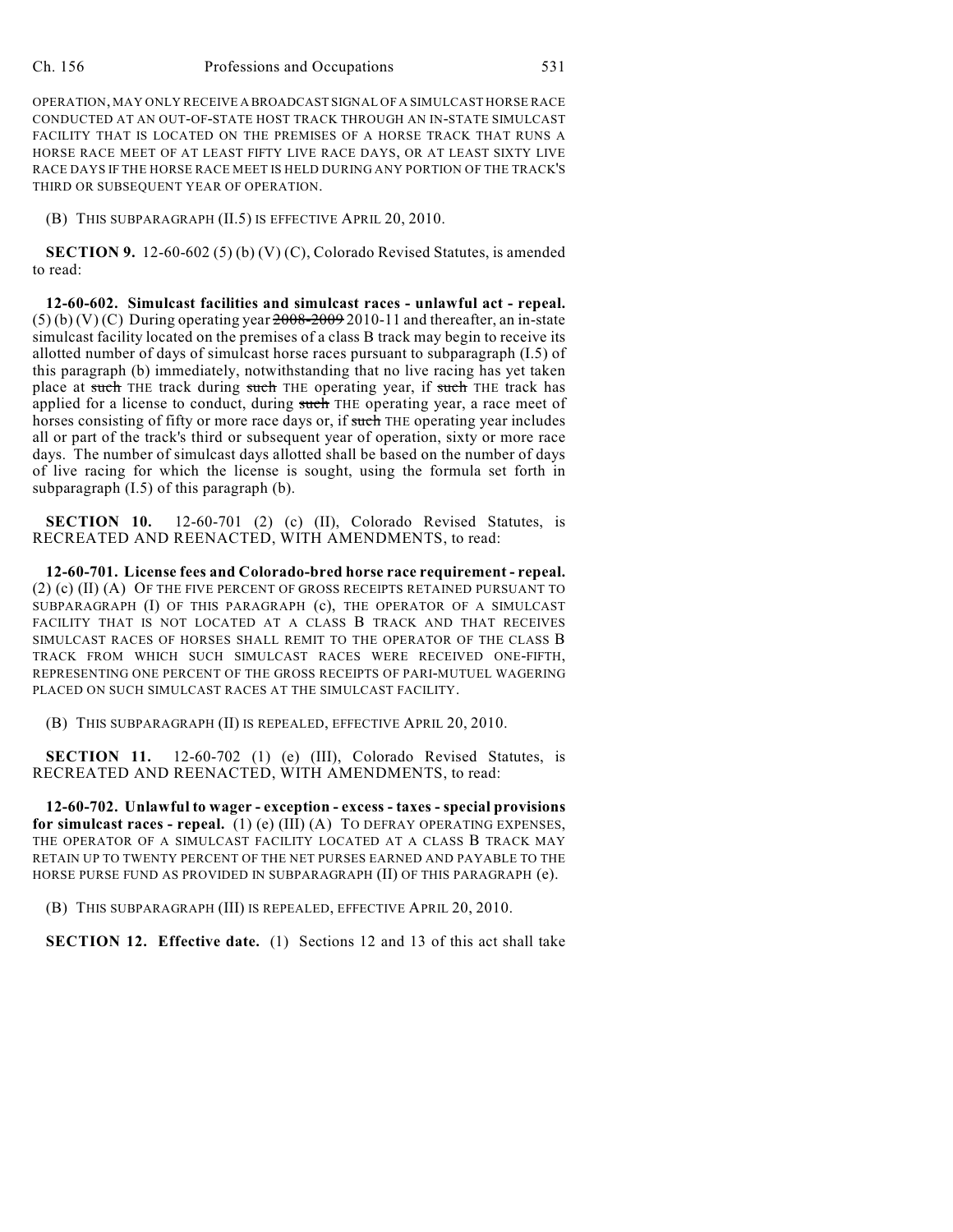OPERATION, MAY ONLY RECEIVE A BROADCAST SIGNAL OF A SIMULCAST HORSE RACE CONDUCTED AT AN OUT-OF-STATE HOST TRACK THROUGH AN IN-STATE SIMULCAST FACILITY THAT IS LOCATED ON THE PREMISES OF A HORSE TRACK THAT RUNS A HORSE RACE MEET OF AT LEAST FIFTY LIVE RACE DAYS, OR AT LEAST SIXTY LIVE RACE DAYS IF THE HORSE RACE MEET IS HELD DURING ANY PORTION OF THE TRACK'S THIRD OR SUBSEQUENT YEAR OF OPERATION.

(B) THIS SUBPARAGRAPH (II.5) IS EFFECTIVE APRIL 20, 2010.

**SECTION 9.** 12-60-602 (5) (b) (V) (C), Colorado Revised Statutes, is amended to read:

**12-60-602. Simulcast facilities and simulcast races - unlawful act - repeal.** (5) (b) (V) (C) During operating year ~~2008-2009~~ 2010-11 and thereafter, an in-state simulcast facility located on the premises of a class B track may begin to receive its allotted number of days of simulcast horse races pursuant to subparagraph (I.5) of this paragraph (b) immediately, notwithstanding that no live racing has yet taken place at ~~such~~ THE track during ~~such~~ THE operating year, if ~~such~~ THE track has applied for a license to conduct, during ~~such~~ THE operating year, a race meet of horses consisting of fifty or more race days or, if ~~such~~ THE operating year includes all or part of the track's third or subsequent year of operation, sixty or more race days. The number of simulcast days allotted shall be based on the number of days of live racing for which the license is sought, using the formula set forth in subparagraph (I.5) of this paragraph (b).

**SECTION 10.** 12-60-701 (2) (c) (II), Colorado Revised Statutes, is RECREATED AND REENACTED, WITH AMENDMENTS, to read:

**12-60-701. License fees and Colorado-bred horse race requirement - repeal.** (2) (c) (II) (A) OF THE FIVE PERCENT OF GROSS RECEIPTS RETAINED PURSUANT TO SUBPARAGRAPH (I) OF THIS PARAGRAPH (c), THE OPERATOR OF A SIMULCAST FACILITY THAT IS NOT LOCATED AT A CLASS B TRACK AND THAT RECEIVES SIMULCAST RACES OF HORSES SHALL REMIT TO THE OPERATOR OF THE CLASS B TRACK FROM WHICH SUCH SIMULCAST RACES WERE RECEIVED ONE-FIFTH, REPRESENTING ONE PERCENT OF THE GROSS RECEIPTS OF PARI-MUTUEL WAGERING PLACED ON SUCH SIMULCAST RACES AT THE SIMULCAST FACILITY.

(B) THIS SUBPARAGRAPH (II) IS REPEALED, EFFECTIVE APRIL 20, 2010.

**SECTION 11.** 12-60-702 (1) (e) (III), Colorado Revised Statutes, is RECREATED AND REENACTED, WITH AMENDMENTS, to read:

**12-60-702. Unlawful to wager - exception - excess - taxes - special provisions for simulcast races - repeal.** (1) (e) (III) (A) TO DEFRAY OPERATING EXPENSES, THE OPERATOR OF A SIMULCAST FACILITY LOCATED AT A CLASS B TRACK MAY RETAIN UP TO TWENTY PERCENT OF THE NET PURSES EARNED AND PAYABLE TO THE HORSE PURSE FUND AS PROVIDED IN SUBPARAGRAPH (II) OF THIS PARAGRAPH (e).

(B) THIS SUBPARAGRAPH (III) IS REPEALED, EFFECTIVE APRIL 20, 2010.

**SECTION 12. Effective date.** (1) Sections 12 and 13 of this act shall take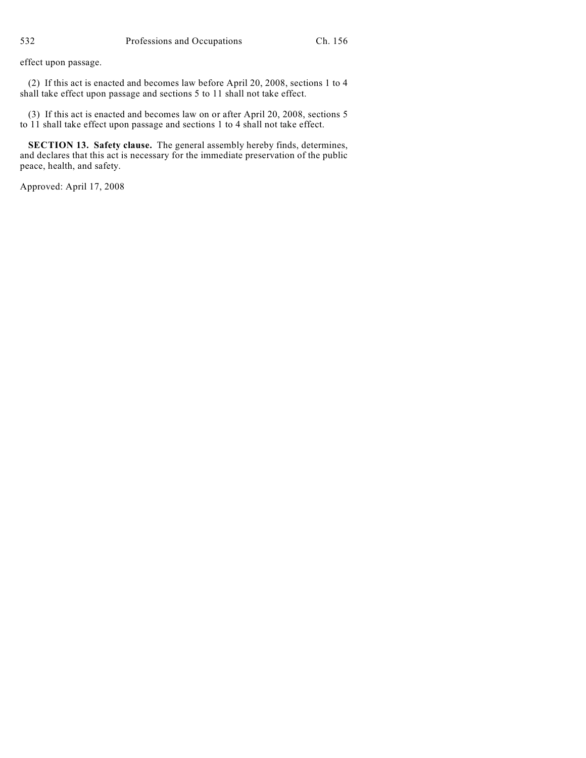effect upon passage.

(2) If this act is enacted and becomes law before April 20, 2008, sections 1 to 4 shall take effect upon passage and sections 5 to 11 shall not take effect.

(3) If this act is enacted and becomes law on or after April 20, 2008, sections 5 to 11 shall take effect upon passage and sections 1 to 4 shall not take effect.

**SECTION 13. Safety clause.** The general assembly hereby finds, determines, and declares that this act is necessary for the immediate preservation of the public peace, health, and safety.

Approved: April 17, 2008